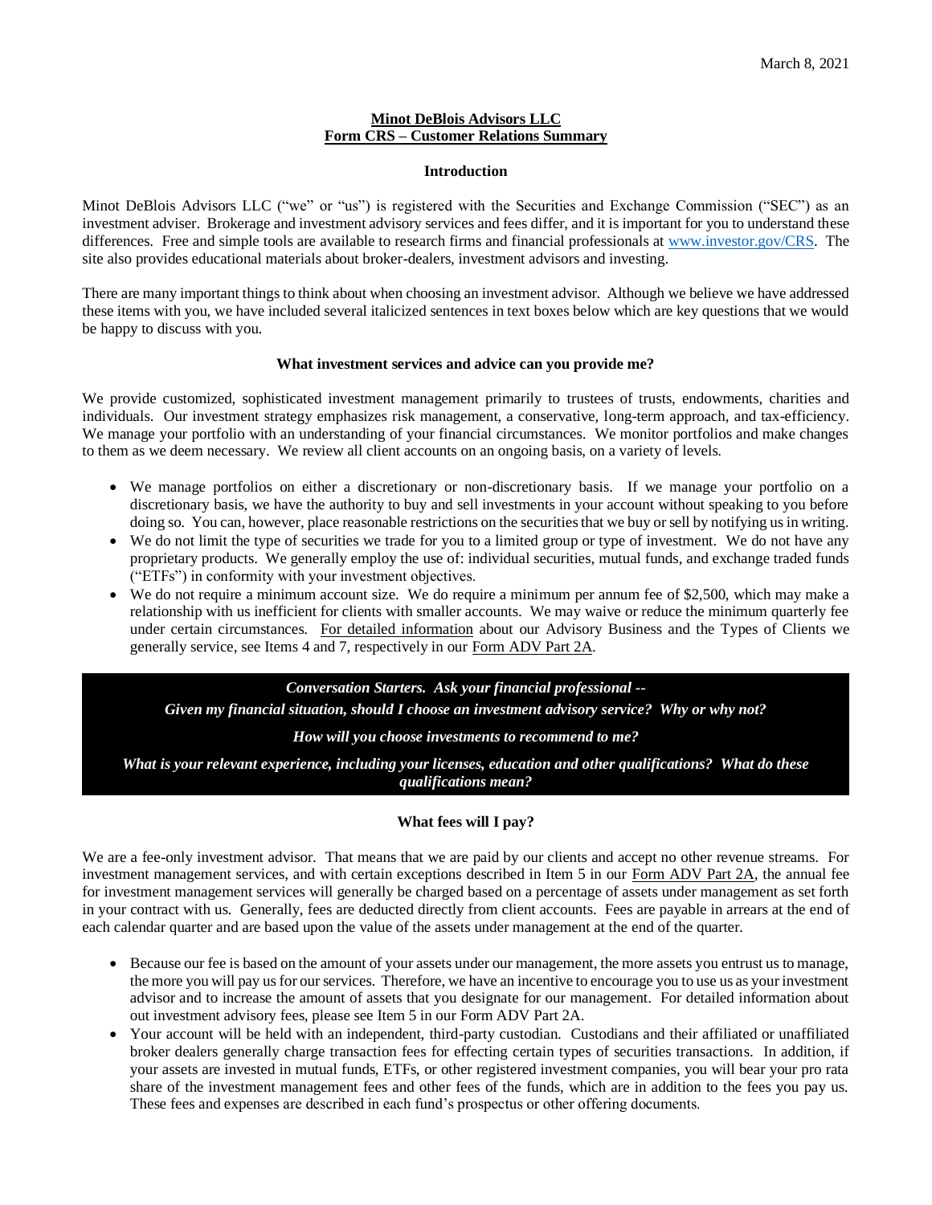March 8, 2021

# Minot DeBlois Advisors LLC
# Form CRS – Customer Relations Summary

## Introduction

Minot DeBlois Advisors LLC ("we" or "us") is registered with the Securities and Exchange Commission ("SEC") as an investment adviser. Brokerage and investment advisory services and fees differ, and it is important for you to understand these differences. Free and simple tools are available to research firms and financial professionals at www.investor.gov/CRS. The site also provides educational materials about broker-dealers, investment advisors and investing.

There are many important things to think about when choosing an investment advisor. Although we believe we have addressed these items with you, we have included several italicized sentences in text boxes below which are key questions that we would be happy to discuss with you.

## What investment services and advice can you provide me?

We provide customized, sophisticated investment management primarily to trustees of trusts, endowments, charities and individuals. Our investment strategy emphasizes risk management, a conservative, long-term approach, and tax-efficiency. We manage your portfolio with an understanding of your financial circumstances. We monitor portfolios and make changes to them as we deem necessary. We review all client accounts on an ongoing basis, on a variety of levels.

- We manage portfolios on either a discretionary or non-discretionary basis. If we manage your portfolio on a discretionary basis, we have the authority to buy and sell investments in your account without speaking to you before doing so. You can, however, place reasonable restrictions on the securities that we buy or sell by notifying us in writing.
- We do not limit the type of securities we trade for you to a limited group or type of investment. We do not have any proprietary products. We generally employ the use of: individual securities, mutual funds, and exchange traded funds ("ETFs") in conformity with your investment objectives.
- We do not require a minimum account size. We do require a minimum per annum fee of $2,500, which may make a relationship with us inefficient for clients with smaller accounts. We may waive or reduce the minimum quarterly fee under certain circumstances. For detailed information about our Advisory Business and the Types of Clients we generally service, see Items 4 and 7, respectively in our Form ADV Part 2A.

> ***Conversation Starters. Ask your financial professional --***
>
> ***Given my financial situation, should I choose an investment advisory service? Why or why not?***
>
> ***How will you choose investments to recommend to me?***
>
> ***What is your relevant experience, including your licenses, education and other qualifications? What do these qualifications mean?***

## What fees will I pay?

We are a fee-only investment advisor. That means that we are paid by our clients and accept no other revenue streams. For investment management services, and with certain exceptions described in Item 5 in our Form ADV Part 2A, the annual fee for investment management services will generally be charged based on a percentage of assets under management as set forth in your contract with us. Generally, fees are deducted directly from client accounts. Fees are payable in arrears at the end of each calendar quarter and are based upon the value of the assets under management at the end of the quarter.

- Because our fee is based on the amount of your assets under our management, the more assets you entrust us to manage, the more you will pay us for our services. Therefore, we have an incentive to encourage you to use us as your investment advisor and to increase the amount of assets that you designate for our management. For detailed information about out investment advisory fees, please see Item 5 in our Form ADV Part 2A.
- Your account will be held with an independent, third-party custodian. Custodians and their affiliated or unaffiliated broker dealers generally charge transaction fees for effecting certain types of securities transactions. In addition, if your assets are invested in mutual funds, ETFs, or other registered investment companies, you will bear your pro rata share of the investment management fees and other fees of the funds, which are in addition to the fees you pay us. These fees and expenses are described in each fund's prospectus or other offering documents.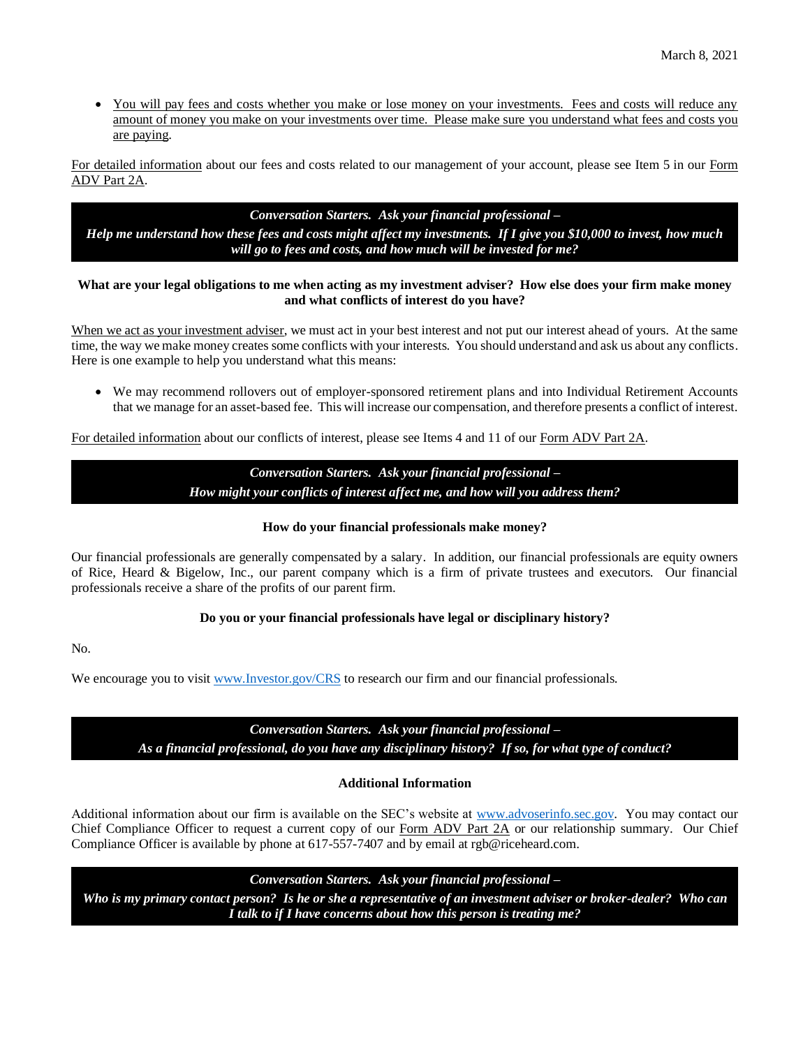March 8, 2021

- You will pay fees and costs whether you make or lose money on your investments. Fees and costs will reduce any amount of money you make on your investments over time. Please make sure you understand what fees and costs you are paying.

For detailed information about our fees and costs related to our management of your account, please see Item 5 in our Form ADV Part 2A.

> ***Conversation Starters. Ask your financial professional –***
> ***Help me understand how these fees and costs might affect my investments. If I give you $10,000 to invest, how much will go to fees and costs, and how much will be invested for me?***

**What are your legal obligations to me when acting as my investment adviser? How else does your firm make money and what conflicts of interest do you have?**

When we act as your investment adviser, we must act in your best interest and not put our interest ahead of yours. At the same time, the way we make money creates some conflicts with your interests. You should understand and ask us about any conflicts. Here is one example to help you understand what this means:

- We may recommend rollovers out of employer-sponsored retirement plans and into Individual Retirement Accounts that we manage for an asset-based fee. This will increase our compensation, and therefore presents a conflict of interest.

For detailed information about our conflicts of interest, please see Items 4 and 11 of our Form ADV Part 2A.

> ***Conversation Starters. Ask your financial professional –***
> ***How might your conflicts of interest affect me, and how will you address them?***

**How do your financial professionals make money?**

Our financial professionals are generally compensated by a salary. In addition, our financial professionals are equity owners of Rice, Heard & Bigelow, Inc., our parent company which is a firm of private trustees and executors. Our financial professionals receive a share of the profits of our parent firm.

**Do you or your financial professionals have legal or disciplinary history?**

No.

We encourage you to visit www.Investor.gov/CRS to research our firm and our financial professionals.

> ***Conversation Starters. Ask your financial professional –***
> ***As a financial professional, do you have any disciplinary history? If so, for what type of conduct?***

**Additional Information**

Additional information about our firm is available on the SEC's website at www.advoserinfo.sec.gov. You may contact our Chief Compliance Officer to request a current copy of our Form ADV Part 2A or our relationship summary. Our Chief Compliance Officer is available by phone at 617-557-7407 and by email at rgb@riceheard.com.

> ***Conversation Starters. Ask your financial professional –***
> ***Who is my primary contact person? Is he or she a representative of an investment adviser or broker-dealer? Who can I talk to if I have concerns about how this person is treating me?***